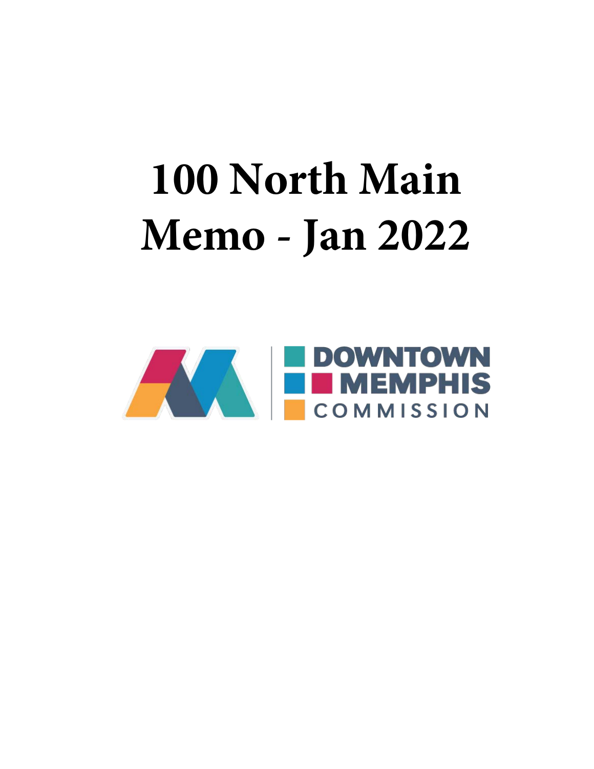# 100 North Main Memo - Jan 2022

DOWNTOWN MEMPHIS COMMISSION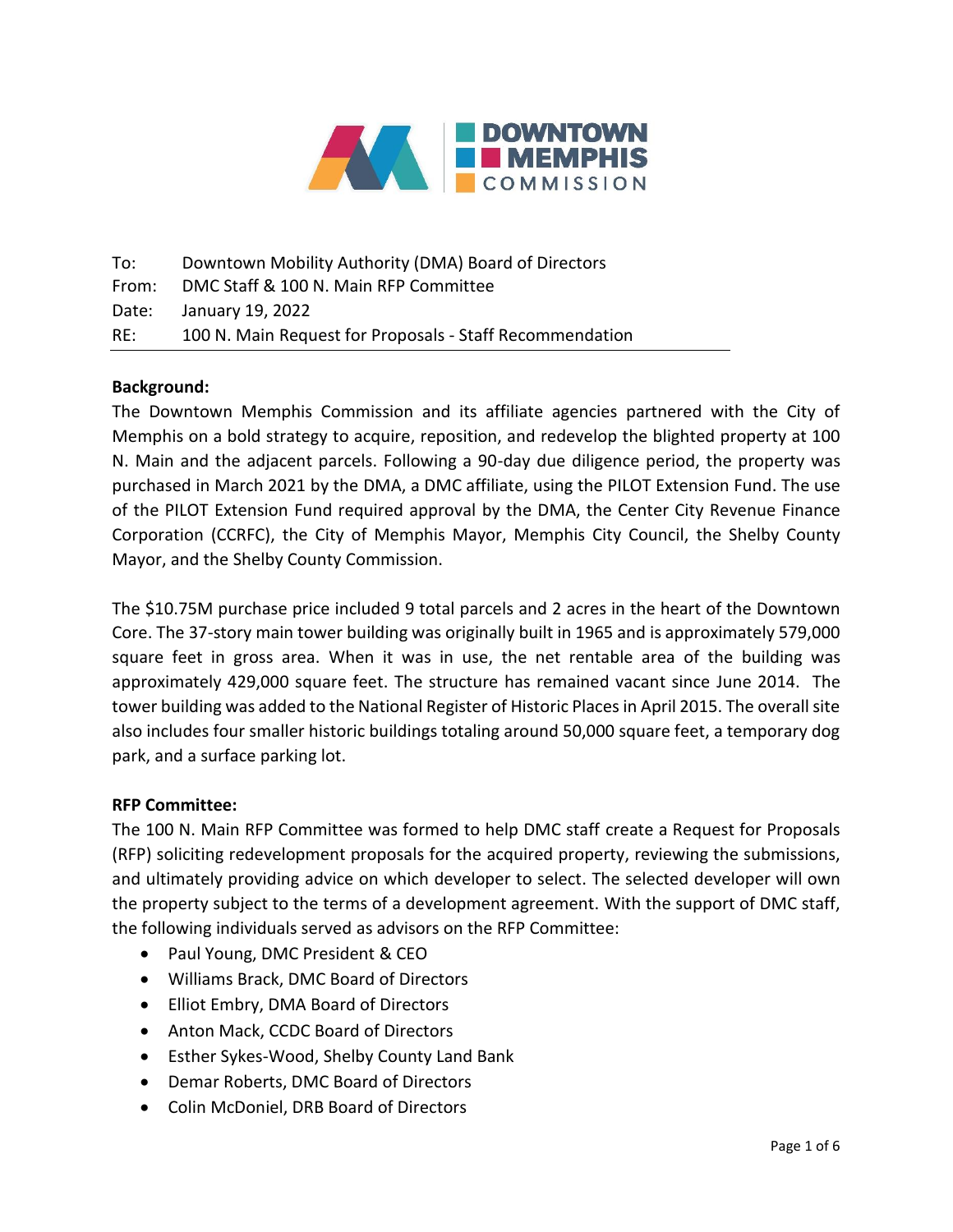To: Downtown Mobility Authority (DMA) Board of Directors
From: DMC Staff & 100 N. Main RFP Committee
Date: January 19, 2022
RE: 100 N. Main Request for Proposals - Staff Recommendation

**Background:**

The Downtown Memphis Commission and its affiliate agencies partnered with the City of Memphis on a bold strategy to acquire, reposition, and redevelop the blighted property at 100 N. Main and the adjacent parcels. Following a 90-day due diligence period, the property was purchased in March 2021 by the DMA, a DMC affiliate, using the PILOT Extension Fund. The use of the PILOT Extension Fund required approval by the DMA, the Center City Revenue Finance Corporation (CCRFC), the City of Memphis Mayor, Memphis City Council, the Shelby County Mayor, and the Shelby County Commission.

The $10.75M purchase price included 9 total parcels and 2 acres in the heart of the Downtown Core. The 37-story main tower building was originally built in 1965 and is approximately 579,000 square feet in gross area. When it was in use, the net rentable area of the building was approximately 429,000 square feet. The structure has remained vacant since June 2014. The tower building was added to the National Register of Historic Places in April 2015. The overall site also includes four smaller historic buildings totaling around 50,000 square feet, a temporary dog park, and a surface parking lot.

**RFP Committee:**

The 100 N. Main RFP Committee was formed to help DMC staff create a Request for Proposals (RFP) soliciting redevelopment proposals for the acquired property, reviewing the submissions, and ultimately providing advice on which developer to select. The selected developer will own the property subject to the terms of a development agreement. With the support of DMC staff, the following individuals served as advisors on the RFP Committee:

- Paul Young, DMC President & CEO
- Williams Brack, DMC Board of Directors
- Elliot Embry, DMA Board of Directors
- Anton Mack, CCDC Board of Directors
- Esther Sykes-Wood, Shelby County Land Bank
- Demar Roberts, DMC Board of Directors
- Colin McDoniel, DRB Board of Directors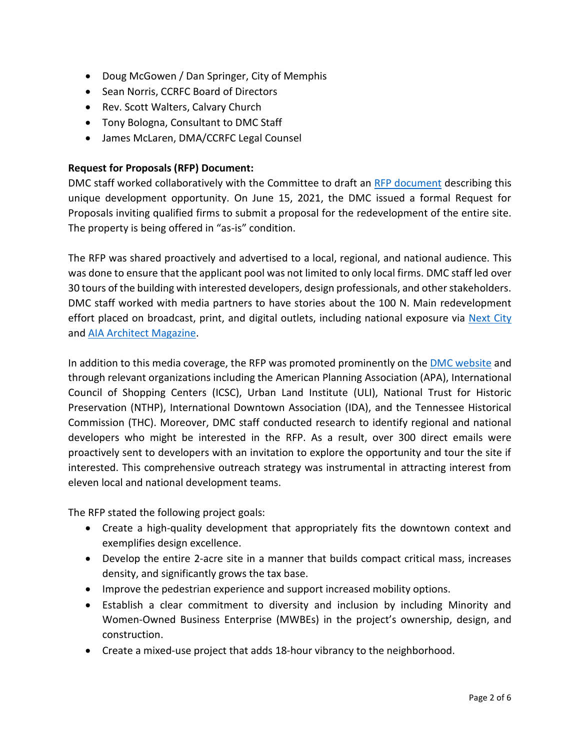- Doug McGowen / Dan Springer, City of Memphis
- Sean Norris, CCRFC Board of Directors
- Rev. Scott Walters, Calvary Church
- Tony Bologna, Consultant to DMC Staff
- James McLaren, DMA/CCRFC Legal Counsel

**Request for Proposals (RFP) Document:**

DMC staff worked collaboratively with the Committee to draft an RFP document describing this unique development opportunity. On June 15, 2021, the DMC issued a formal Request for Proposals inviting qualified firms to submit a proposal for the redevelopment of the entire site. The property is being offered in "as-is" condition.

The RFP was shared proactively and advertised to a local, regional, and national audience. This was done to ensure that the applicant pool was not limited to only local firms. DMC staff led over 30 tours of the building with interested developers, design professionals, and other stakeholders. DMC staff worked with media partners to have stories about the 100 N. Main redevelopment effort placed on broadcast, print, and digital outlets, including national exposure via Next City and AIA Architect Magazine.

In addition to this media coverage, the RFP was promoted prominently on the DMC website and through relevant organizations including the American Planning Association (APA), International Council of Shopping Centers (ICSC), Urban Land Institute (ULI), National Trust for Historic Preservation (NTHP), International Downtown Association (IDA), and the Tennessee Historical Commission (THC). Moreover, DMC staff conducted research to identify regional and national developers who might be interested in the RFP. As a result, over 300 direct emails were proactively sent to developers with an invitation to explore the opportunity and tour the site if interested. This comprehensive outreach strategy was instrumental in attracting interest from eleven local and national development teams.

The RFP stated the following project goals:

- Create a high-quality development that appropriately fits the downtown context and exemplifies design excellence.
- Develop the entire 2-acre site in a manner that builds compact critical mass, increases density, and significantly grows the tax base.
- Improve the pedestrian experience and support increased mobility options.
- Establish a clear commitment to diversity and inclusion by including Minority and Women-Owned Business Enterprise (MWBEs) in the project's ownership, design, and construction.
- Create a mixed-use project that adds 18-hour vibrancy to the neighborhood.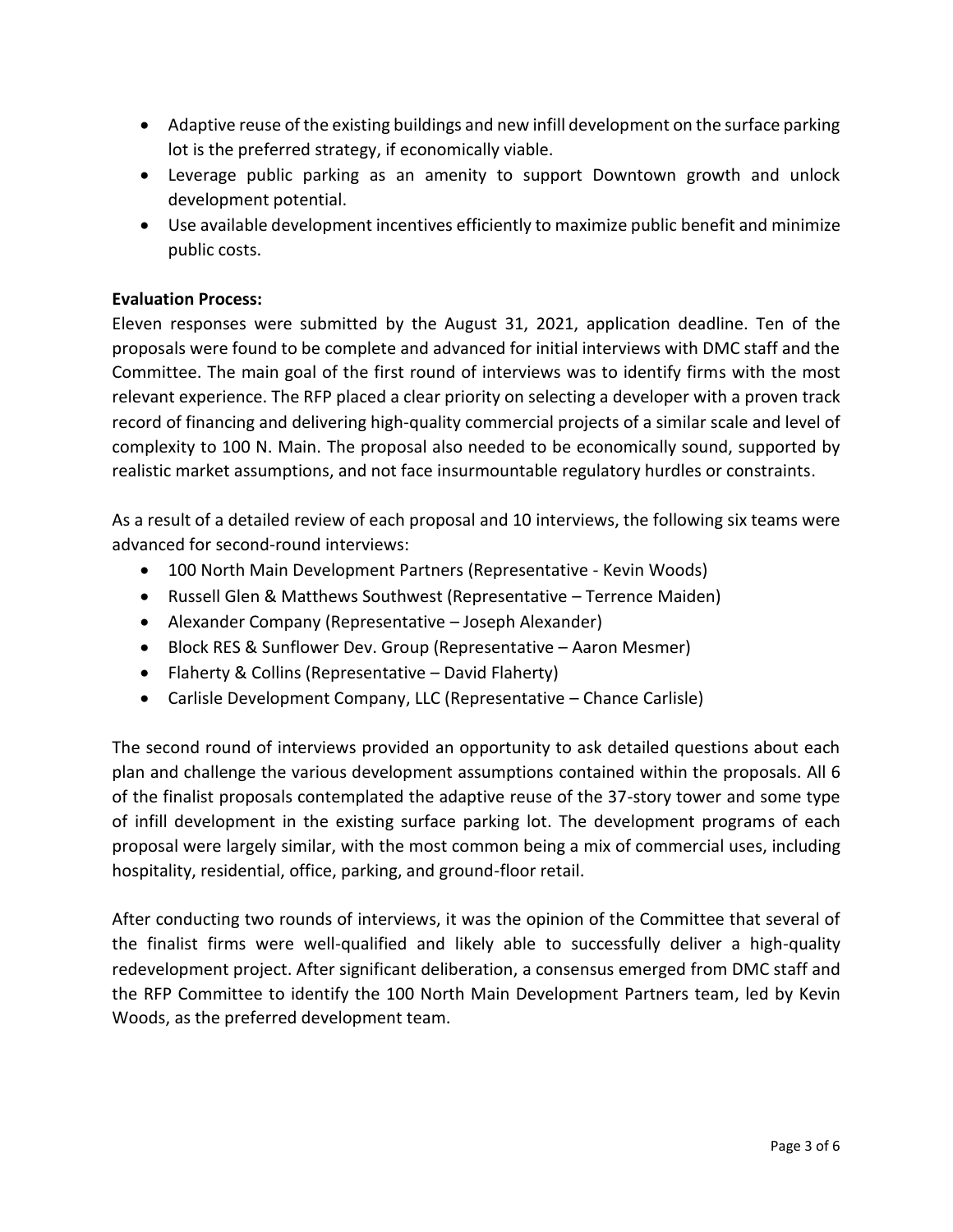- Adaptive reuse of the existing buildings and new infill development on the surface parking lot is the preferred strategy, if economically viable.
- Leverage public parking as an amenity to support Downtown growth and unlock development potential.
- Use available development incentives efficiently to maximize public benefit and minimize public costs.

**Evaluation Process:**

Eleven responses were submitted by the August 31, 2021, application deadline. Ten of the proposals were found to be complete and advanced for initial interviews with DMC staff and the Committee. The main goal of the first round of interviews was to identify firms with the most relevant experience. The RFP placed a clear priority on selecting a developer with a proven track record of financing and delivering high-quality commercial projects of a similar scale and level of complexity to 100 N. Main. The proposal also needed to be economically sound, supported by realistic market assumptions, and not face insurmountable regulatory hurdles or constraints.

As a result of a detailed review of each proposal and 10 interviews, the following six teams were advanced for second-round interviews:

- 100 North Main Development Partners (Representative - Kevin Woods)
- Russell Glen & Matthews Southwest (Representative – Terrence Maiden)
- Alexander Company (Representative – Joseph Alexander)
- Block RES & Sunflower Dev. Group (Representative – Aaron Mesmer)
- Flaherty & Collins (Representative – David Flaherty)
- Carlisle Development Company, LLC (Representative – Chance Carlisle)

The second round of interviews provided an opportunity to ask detailed questions about each plan and challenge the various development assumptions contained within the proposals. All 6 of the finalist proposals contemplated the adaptive reuse of the 37-story tower and some type of infill development in the existing surface parking lot. The development programs of each proposal were largely similar, with the most common being a mix of commercial uses, including hospitality, residential, office, parking, and ground-floor retail.

After conducting two rounds of interviews, it was the opinion of the Committee that several of the finalist firms were well-qualified and likely able to successfully deliver a high-quality redevelopment project. After significant deliberation, a consensus emerged from DMC staff and the RFP Committee to identify the 100 North Main Development Partners team, led by Kevin Woods, as the preferred development team.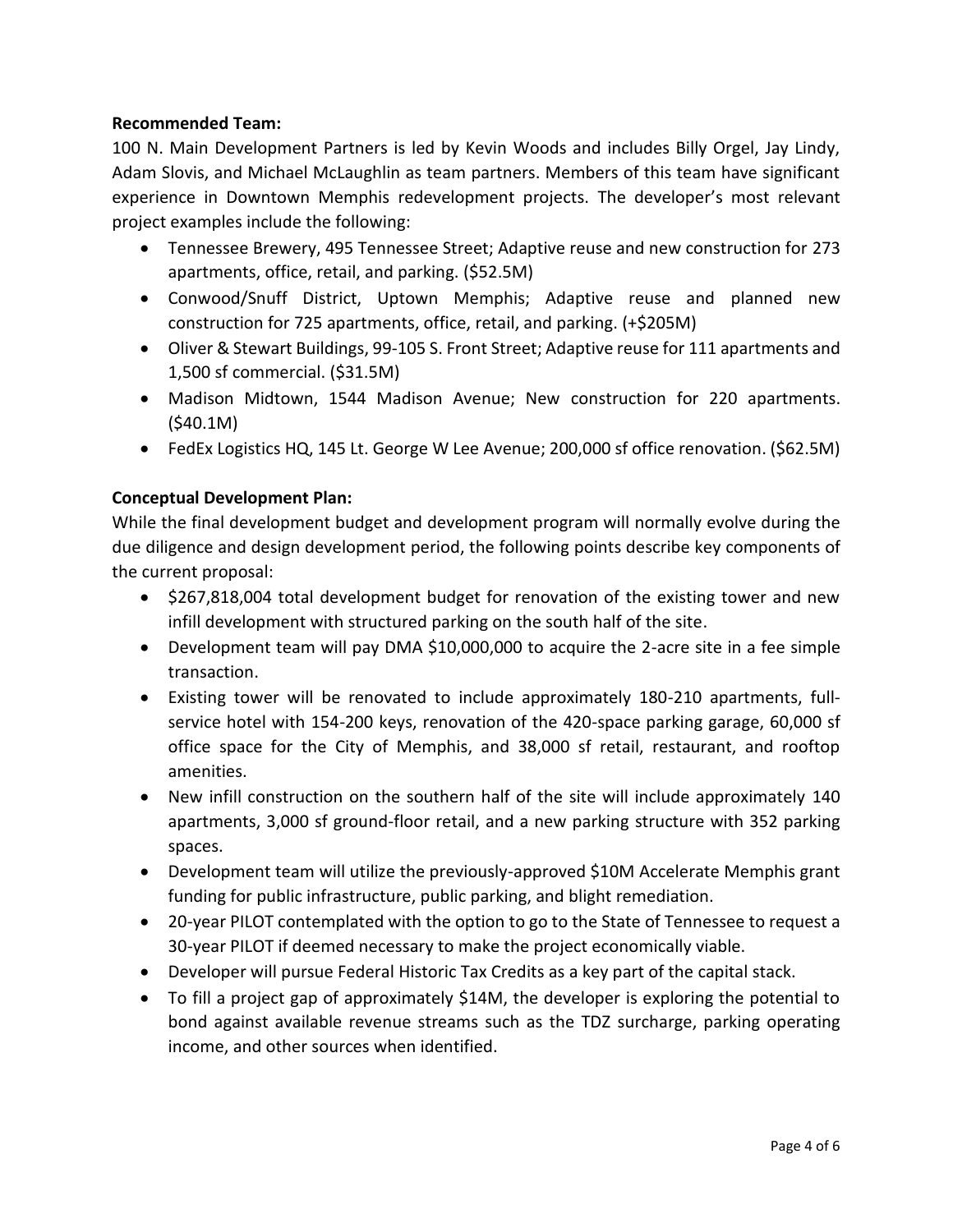**Recommended Team:**

100 N. Main Development Partners is led by Kevin Woods and includes Billy Orgel, Jay Lindy, Adam Slovis, and Michael McLaughlin as team partners. Members of this team have significant experience in Downtown Memphis redevelopment projects. The developer's most relevant project examples include the following:

- Tennessee Brewery, 495 Tennessee Street; Adaptive reuse and new construction for 273 apartments, office, retail, and parking. ($52.5M)
- Conwood/Snuff District, Uptown Memphis; Adaptive reuse and planned new construction for 725 apartments, office, retail, and parking. (+$205M)
- Oliver & Stewart Buildings, 99-105 S. Front Street; Adaptive reuse for 111 apartments and 1,500 sf commercial. ($31.5M)
- Madison Midtown, 1544 Madison Avenue; New construction for 220 apartments. ($40.1M)
- FedEx Logistics HQ, 145 Lt. George W Lee Avenue; 200,000 sf office renovation. ($62.5M)

**Conceptual Development Plan:**

While the final development budget and development program will normally evolve during the due diligence and design development period, the following points describe key components of the current proposal:

- $267,818,004 total development budget for renovation of the existing tower and new infill development with structured parking on the south half of the site.
- Development team will pay DMA $10,000,000 to acquire the 2-acre site in a fee simple transaction.
- Existing tower will be renovated to include approximately 180-210 apartments, full-service hotel with 154-200 keys, renovation of the 420-space parking garage, 60,000 sf office space for the City of Memphis, and 38,000 sf retail, restaurant, and rooftop amenities.
- New infill construction on the southern half of the site will include approximately 140 apartments, 3,000 sf ground-floor retail, and a new parking structure with 352 parking spaces.
- Development team will utilize the previously-approved $10M Accelerate Memphis grant funding for public infrastructure, public parking, and blight remediation.
- 20-year PILOT contemplated with the option to go to the State of Tennessee to request a 30-year PILOT if deemed necessary to make the project economically viable.
- Developer will pursue Federal Historic Tax Credits as a key part of the capital stack.
- To fill a project gap of approximately $14M, the developer is exploring the potential to bond against available revenue streams such as the TDZ surcharge, parking operating income, and other sources when identified.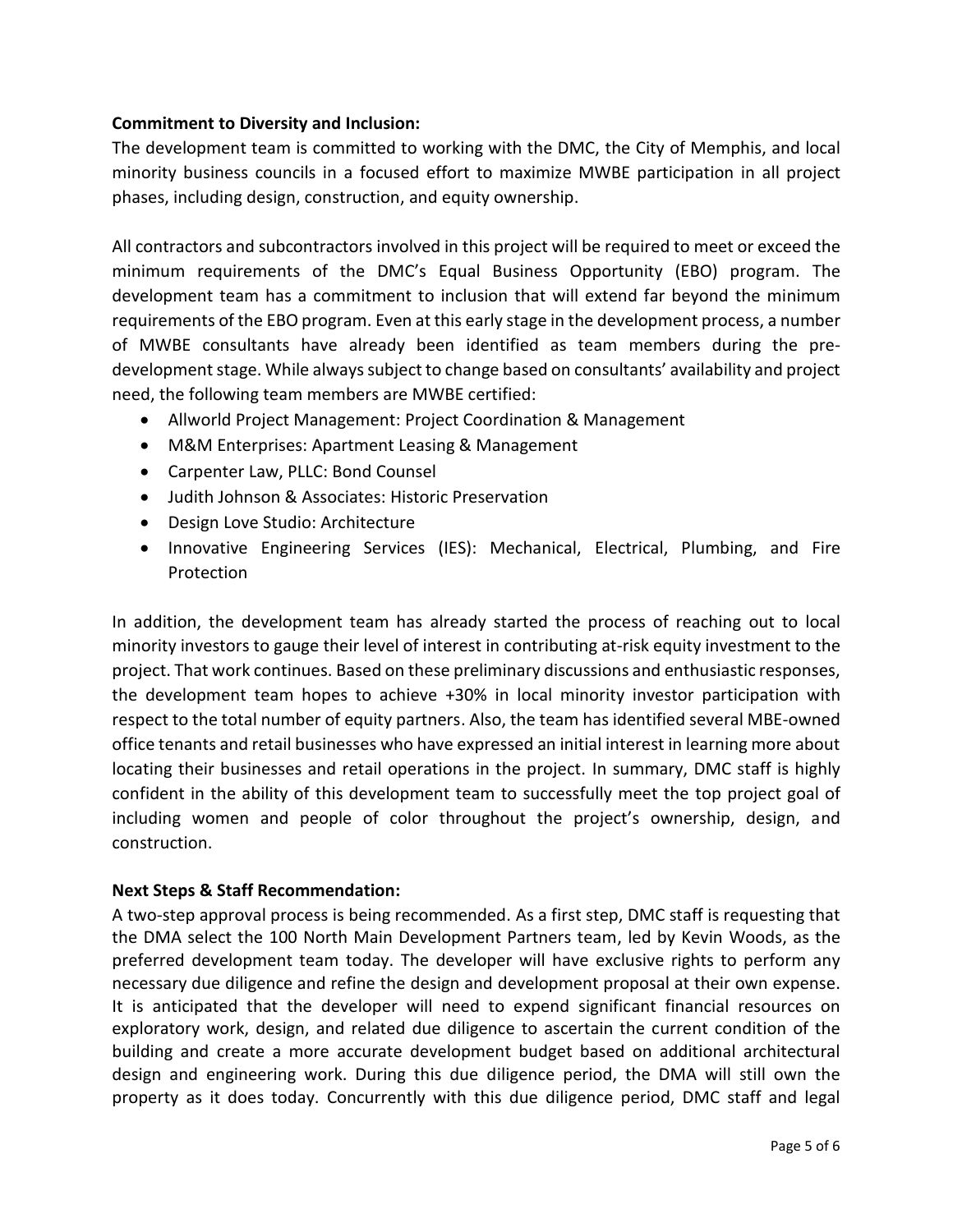**Commitment to Diversity and Inclusion:**

The development team is committed to working with the DMC, the City of Memphis, and local minority business councils in a focused effort to maximize MWBE participation in all project phases, including design, construction, and equity ownership.

All contractors and subcontractors involved in this project will be required to meet or exceed the minimum requirements of the DMC's Equal Business Opportunity (EBO) program. The development team has a commitment to inclusion that will extend far beyond the minimum requirements of the EBO program. Even at this early stage in the development process, a number of MWBE consultants have already been identified as team members during the pre-development stage. While always subject to change based on consultants' availability and project need, the following team members are MWBE certified:

- Allworld Project Management: Project Coordination & Management
- M&M Enterprises: Apartment Leasing & Management
- Carpenter Law, PLLC: Bond Counsel
- Judith Johnson & Associates: Historic Preservation
- Design Love Studio: Architecture
- Innovative Engineering Services (IES): Mechanical, Electrical, Plumbing, and Fire Protection

In addition, the development team has already started the process of reaching out to local minority investors to gauge their level of interest in contributing at-risk equity investment to the project. That work continues. Based on these preliminary discussions and enthusiastic responses, the development team hopes to achieve +30% in local minority investor participation with respect to the total number of equity partners. Also, the team has identified several MBE-owned office tenants and retail businesses who have expressed an initial interest in learning more about locating their businesses and retail operations in the project. In summary, DMC staff is highly confident in the ability of this development team to successfully meet the top project goal of including women and people of color throughout the project's ownership, design, and construction.

**Next Steps & Staff Recommendation:**

A two-step approval process is being recommended. As a first step, DMC staff is requesting that the DMA select the 100 North Main Development Partners team, led by Kevin Woods, as the preferred development team today. The developer will have exclusive rights to perform any necessary due diligence and refine the design and development proposal at their own expense. It is anticipated that the developer will need to expend significant financial resources on exploratory work, design, and related due diligence to ascertain the current condition of the building and create a more accurate development budget based on additional architectural design and engineering work. During this due diligence period, the DMA will still own the property as it does today. Concurrently with this due diligence period, DMC staff and legal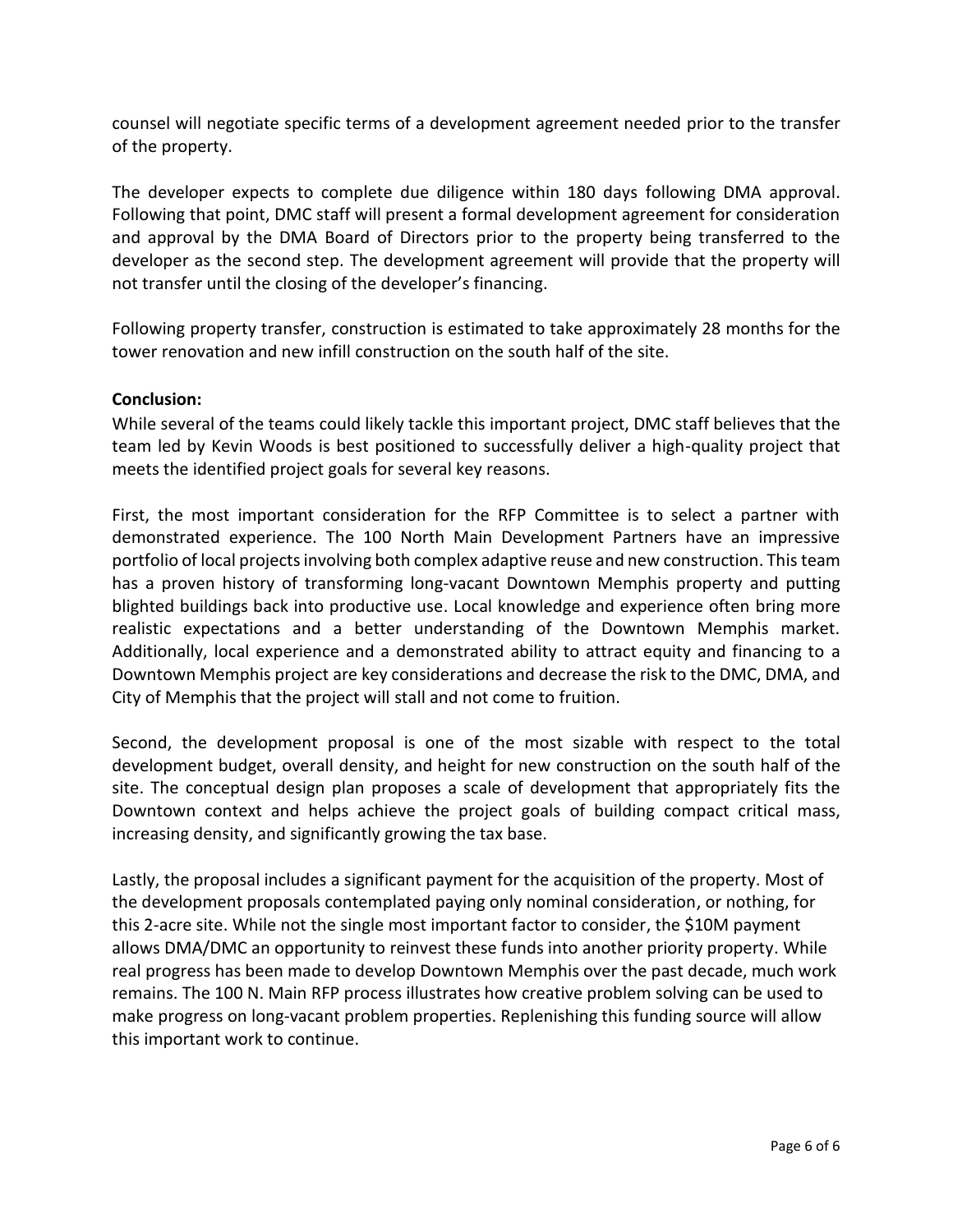counsel will negotiate specific terms of a development agreement needed prior to the transfer of the property.

The developer expects to complete due diligence within 180 days following DMA approval. Following that point, DMC staff will present a formal development agreement for consideration and approval by the DMA Board of Directors prior to the property being transferred to the developer as the second step. The development agreement will provide that the property will not transfer until the closing of the developer's financing.

Following property transfer, construction is estimated to take approximately 28 months for the tower renovation and new infill construction on the south half of the site.

**Conclusion:**

While several of the teams could likely tackle this important project, DMC staff believes that the team led by Kevin Woods is best positioned to successfully deliver a high-quality project that meets the identified project goals for several key reasons.

First, the most important consideration for the RFP Committee is to select a partner with demonstrated experience. The 100 North Main Development Partners have an impressive portfolio of local projects involving both complex adaptive reuse and new construction. This team has a proven history of transforming long-vacant Downtown Memphis property and putting blighted buildings back into productive use. Local knowledge and experience often bring more realistic expectations and a better understanding of the Downtown Memphis market. Additionally, local experience and a demonstrated ability to attract equity and financing to a Downtown Memphis project are key considerations and decrease the risk to the DMC, DMA, and City of Memphis that the project will stall and not come to fruition.

Second, the development proposal is one of the most sizable with respect to the total development budget, overall density, and height for new construction on the south half of the site. The conceptual design plan proposes a scale of development that appropriately fits the Downtown context and helps achieve the project goals of building compact critical mass, increasing density, and significantly growing the tax base.

Lastly, the proposal includes a significant payment for the acquisition of the property. Most of the development proposals contemplated paying only nominal consideration, or nothing, for this 2-acre site. While not the single most important factor to consider, the $10M payment allows DMA/DMC an opportunity to reinvest these funds into another priority property. While real progress has been made to develop Downtown Memphis over the past decade, much work remains. The 100 N. Main RFP process illustrates how creative problem solving can be used to make progress on long-vacant problem properties. Replenishing this funding source will allow this important work to continue.